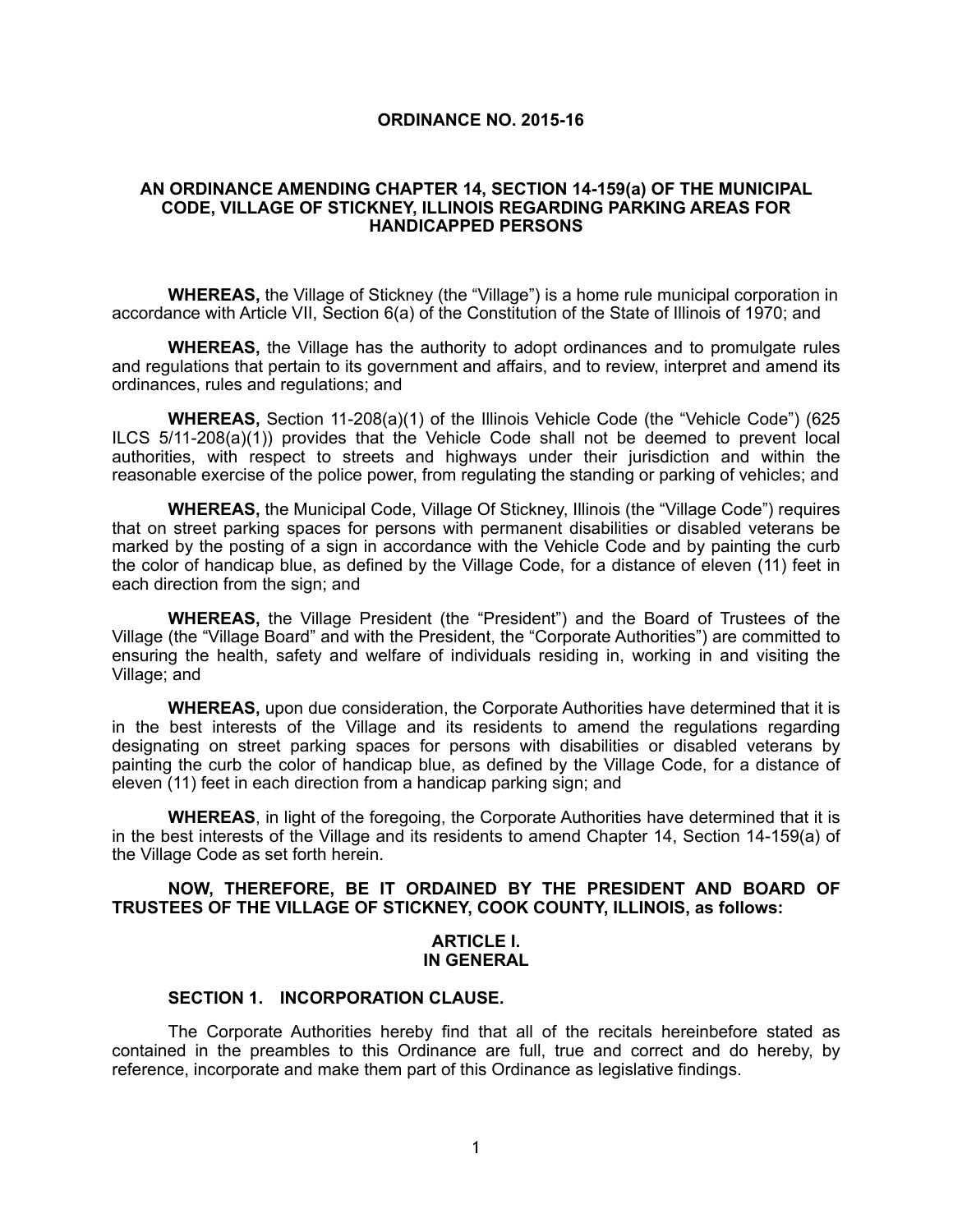**ORDINANCE NO. 2015-16**

**AN ORDINANCE AMENDING CHAPTER 14, SECTION 14-159(a) OF THE MUNICIPAL CODE, VILLAGE OF STICKNEY, ILLINOIS REGARDING PARKING AREAS FOR HANDICAPPED PERSONS**

**WHEREAS,** the Village of Stickney (the "Village") is a home rule municipal corporation in accordance with Article VII, Section 6(a) of the Constitution of the State of Illinois of 1970; and

**WHEREAS,** the Village has the authority to adopt ordinances and to promulgate rules and regulations that pertain to its government and affairs, and to review, interpret and amend its ordinances, rules and regulations; and

**WHEREAS,** Section 11-208(a)(1) of the Illinois Vehicle Code (the "Vehicle Code") (625 ILCS 5/11-208(a)(1)) provides that the Vehicle Code shall not be deemed to prevent local authorities, with respect to streets and highways under their jurisdiction and within the reasonable exercise of the police power, from regulating the standing or parking of vehicles; and

**WHEREAS,** the Municipal Code, Village Of Stickney, Illinois (the "Village Code") requires that on street parking spaces for persons with permanent disabilities or disabled veterans be marked by the posting of a sign in accordance with the Vehicle Code and by painting the curb the color of handicap blue, as defined by the Village Code, for a distance of eleven (11) feet in each direction from the sign; and

**WHEREAS,** the Village President (the "President") and the Board of Trustees of the Village (the "Village Board" and with the President, the "Corporate Authorities") are committed to ensuring the health, safety and welfare of individuals residing in, working in and visiting the Village; and

**WHEREAS,** upon due consideration, the Corporate Authorities have determined that it is in the best interests of the Village and its residents to amend the regulations regarding designating on street parking spaces for persons with disabilities or disabled veterans by painting the curb the color of handicap blue, as defined by the Village Code, for a distance of eleven (11) feet in each direction from a handicap parking sign; and

**WHEREAS**, in light of the foregoing, the Corporate Authorities have determined that it is in the best interests of the Village and its residents to amend Chapter 14, Section 14-159(a) of the Village Code as set forth herein.

**NOW, THEREFORE, BE IT ORDAINED BY THE PRESIDENT AND BOARD OF TRUSTEES OF THE VILLAGE OF STICKNEY, COOK COUNTY, ILLINOIS, as follows:**

## ARTICLE I. IN GENERAL

### SECTION 1. INCORPORATION CLAUSE.

The Corporate Authorities hereby find that all of the recitals hereinbefore stated as contained in the preambles to this Ordinance are full, true and correct and do hereby, by reference, incorporate and make them part of this Ordinance as legislative findings.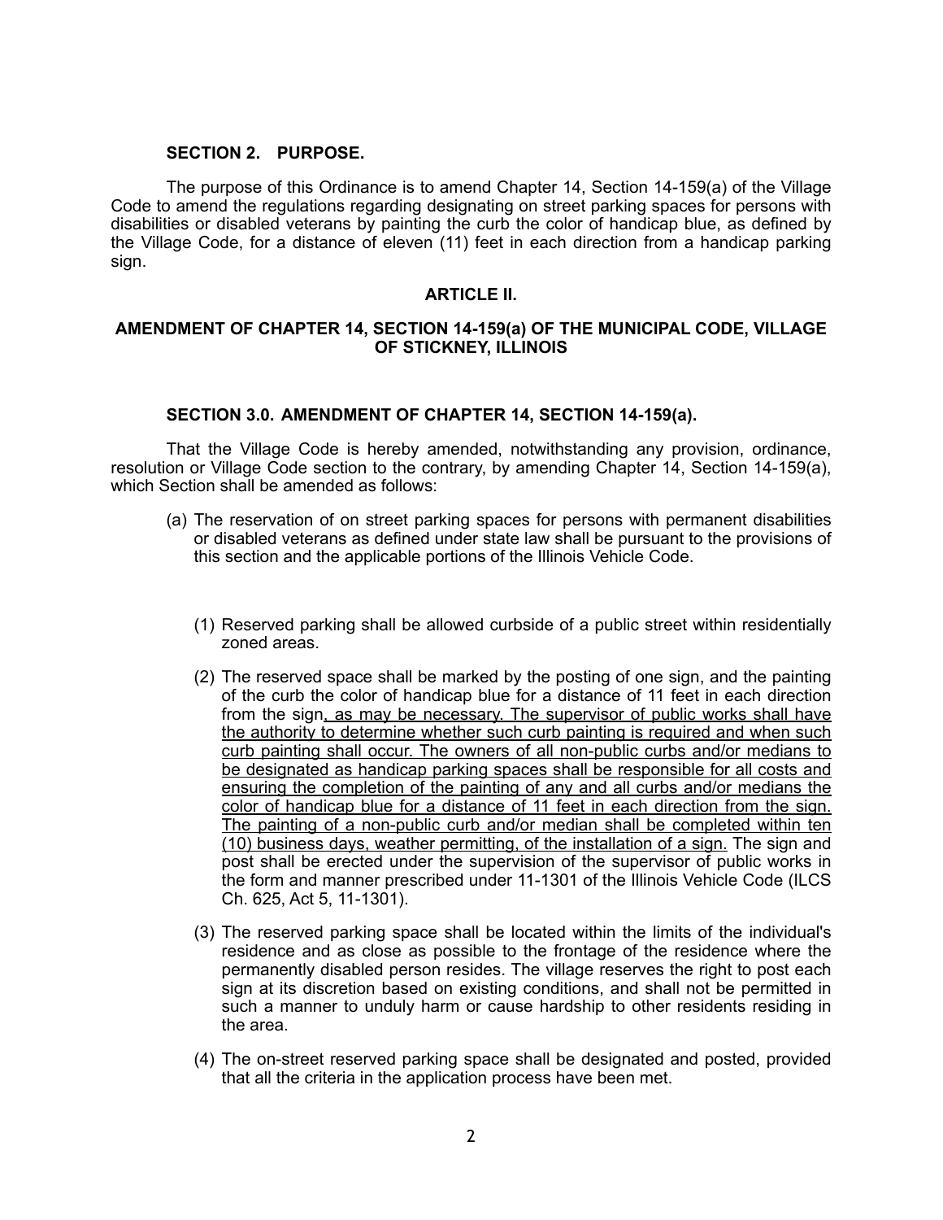**SECTION 2. PURPOSE.**

The purpose of this Ordinance is to amend Chapter 14, Section 14-159(a) of the Village Code to amend the regulations regarding designating on street parking spaces for persons with disabilities or disabled veterans by painting the curb the color of handicap blue, as defined by the Village Code, for a distance of eleven (11) feet in each direction from a handicap parking sign.

**ARTICLE II.**

**AMENDMENT OF CHAPTER 14, SECTION 14-159(a) OF THE MUNICIPAL CODE, VILLAGE OF STICKNEY, ILLINOIS**

**SECTION 3.0. AMENDMENT OF CHAPTER 14, SECTION 14-159(a).**

That the Village Code is hereby amended, notwithstanding any provision, ordinance, resolution or Village Code section to the contrary, by amending Chapter 14, Section 14-159(a), which Section shall be amended as follows:

(a) The reservation of on street parking spaces for persons with permanent disabilities or disabled veterans as defined under state law shall be pursuant to the provisions of this section and the applicable portions of the Illinois Vehicle Code.

(1) Reserved parking shall be allowed curbside of a public street within residentially zoned areas.

(2) The reserved space shall be marked by the posting of one sign, and the painting of the curb the color of handicap blue for a distance of 11 feet in each direction from the sign<u>, as may be necessary. The supervisor of public works shall have the authority to determine whether such curb painting is required and when such curb painting shall occur. The owners of all non-public curbs and/or medians to be designated as handicap parking spaces shall be responsible for all costs and ensuring the completion of the painting of any and all curbs and/or medians the color of handicap blue for a distance of 11 feet in each direction from the sign. The painting of a non-public curb and/or median shall be completed within ten (10) business days, weather permitting, of the installation of a sign.</u> The sign and post shall be erected under the supervision of the supervisor of public works in the form and manner prescribed under 11-1301 of the Illinois Vehicle Code (ILCS Ch. 625, Act 5, 11-1301).

(3) The reserved parking space shall be located within the limits of the individual's residence and as close as possible to the frontage of the residence where the permanently disabled person resides. The village reserves the right to post each sign at its discretion based on existing conditions, and shall not be permitted in such a manner to unduly harm or cause hardship to other residents residing in the area.

(4) The on-street reserved parking space shall be designated and posted, provided that all the criteria in the application process have been met.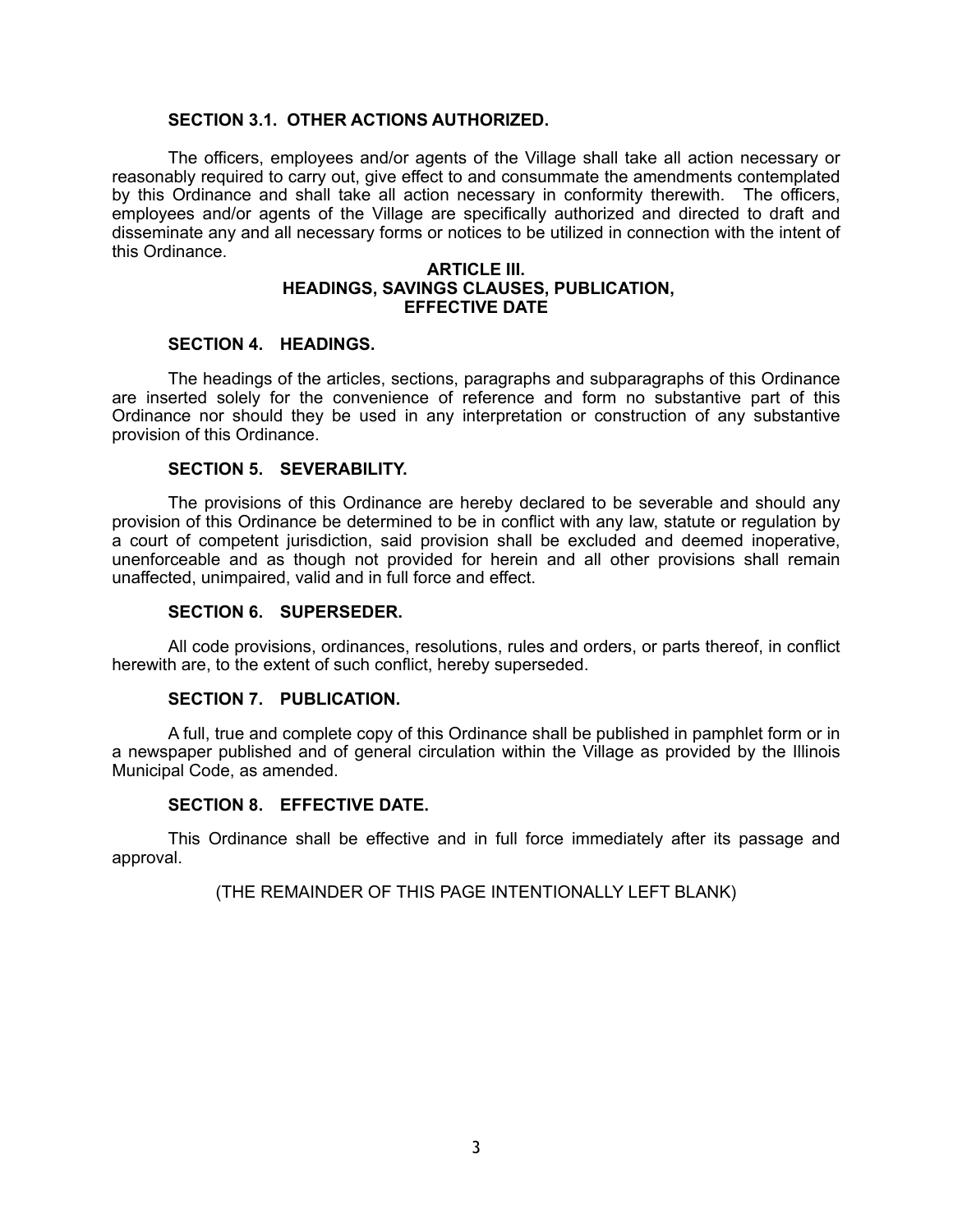### SECTION 3.1. OTHER ACTIONS AUTHORIZED.

The officers, employees and/or agents of the Village shall take all action necessary or reasonably required to carry out, give effect to and consummate the amendments contemplated by this Ordinance and shall take all action necessary in conformity therewith. The officers, employees and/or agents of the Village are specifically authorized and directed to draft and disseminate any and all necessary forms or notices to be utilized in connection with the intent of this Ordinance.

## ARTICLE III.
## HEADINGS, SAVINGS CLAUSES, PUBLICATION, EFFECTIVE DATE

### SECTION 4. HEADINGS.

The headings of the articles, sections, paragraphs and subparagraphs of this Ordinance are inserted solely for the convenience of reference and form no substantive part of this Ordinance nor should they be used in any interpretation or construction of any substantive provision of this Ordinance.

### SECTION 5. SEVERABILITY.

The provisions of this Ordinance are hereby declared to be severable and should any provision of this Ordinance be determined to be in conflict with any law, statute or regulation by a court of competent jurisdiction, said provision shall be excluded and deemed inoperative, unenforceable and as though not provided for herein and all other provisions shall remain unaffected, unimpaired, valid and in full force and effect.

### SECTION 6. SUPERSEDER.

All code provisions, ordinances, resolutions, rules and orders, or parts thereof, in conflict herewith are, to the extent of such conflict, hereby superseded.

### SECTION 7. PUBLICATION.

A full, true and complete copy of this Ordinance shall be published in pamphlet form or in a newspaper published and of general circulation within the Village as provided by the Illinois Municipal Code, as amended.

### SECTION 8. EFFECTIVE DATE.

This Ordinance shall be effective and in full force immediately after its passage and approval.

(THE REMAINDER OF THIS PAGE INTENTIONALLY LEFT BLANK)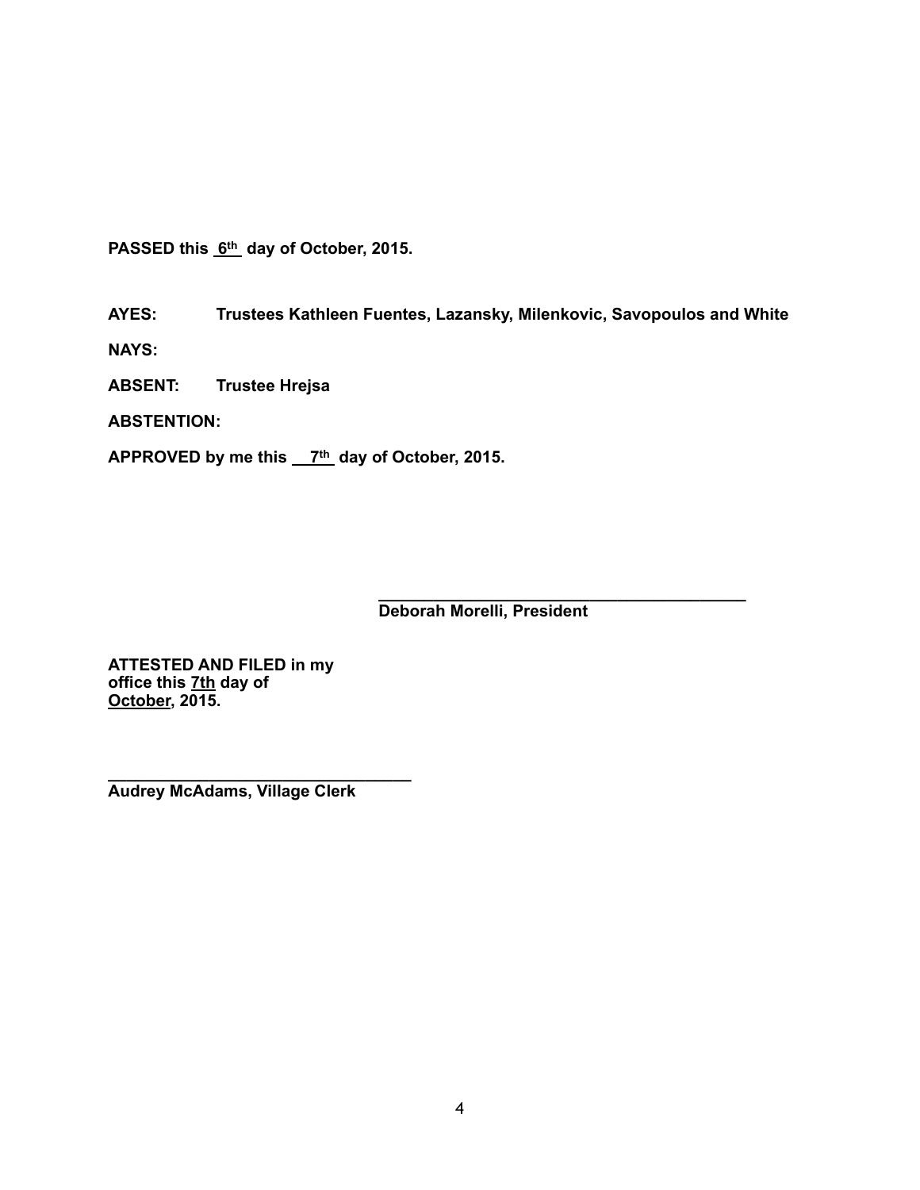**PASSED this 6th day of October, 2015.**

**AYES:** **Trustees Kathleen Fuentes, Lazansky, Milenkovic, Savopoulos and White**

**NAYS:**

**ABSENT:** **Trustee Hrejsa**

**ABSTENTION:**

**APPROVED by me this 7th day of October, 2015.**

\_\_\_\_\_\_\_\_\_\_\_\_\_\_\_\_\_\_\_\_\_\_\_\_\_\_\_\_\_\_\_\_\_\_\_\_\_\_\_\_\_\_
**Deborah Morelli, President**

**ATTESTED AND FILED in my office this 7th day of October, 2015.**

\_\_\_\_\_\_\_\_\_\_\_\_\_\_\_\_\_\_\_\_\_\_\_\_\_\_\_\_\_\_\_\_\_\_\_
**Audrey McAdams, Village Clerk**